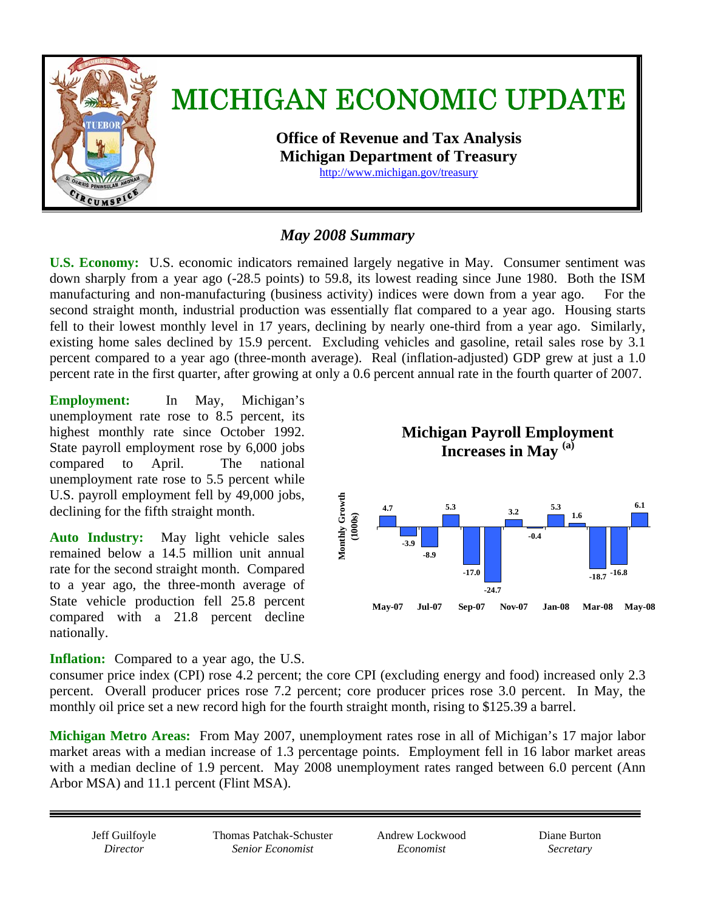# MICHIGAN ECONOMIC UPDATE

**Office of Revenue and Tax Analysis**
**Michigan Department of Treasury**
http://www.michigan.gov/treasury

## *May 2008 Summary*

**U.S. Economy:** U.S. economic indicators remained largely negative in May. Consumer sentiment was down sharply from a year ago (-28.5 points) to 59.8, its lowest reading since June 1980. Both the ISM manufacturing and non-manufacturing (business activity) indices were down from a year ago. For the second straight month, industrial production was essentially flat compared to a year ago. Housing starts fell to their lowest monthly level in 17 years, declining by nearly one-third from a year ago. Similarly, existing home sales declined by 15.9 percent. Excluding vehicles and gasoline, retail sales rose by 3.1 percent compared to a year ago (three-month average). Real (inflation-adjusted) GDP grew at just a 1.0 percent rate in the first quarter, after growing at only a 0.6 percent annual rate in the fourth quarter of 2007.

**Employment:** In May, Michigan's unemployment rate rose to 8.5 percent, its highest monthly rate since October 1992. State payroll employment rose by 6,000 jobs compared to April. The national unemployment rate rose to 5.5 percent while U.S. payroll employment fell by 49,000 jobs, declining for the fifth straight month.

**Michigan Payroll Employment Increases in May [(a)]**

| Month | Monthly Growth (1000s) |
|---|---|
| May-07 | 4.7 |
| Jun-07 | -3.9 |
| Jul-07 | -8.9 |
| Aug-07 | 5.3 |
| Sep-07 | -17.0 |
| Oct-07 | -24.7 |
| Nov-07 | 3.2 |
| Dec-07 | -0.4 |
| Jan-08 | 5.3 |
| Feb-08 | 1.6 |
| Mar-08 | -18.7 |
| Apr-08 | -16.8 |
| May-08 | 6.1 |

**Auto Industry:** May light vehicle sales remained below a 14.5 million unit annual rate for the second straight month. Compared to a year ago, the three-month average of State vehicle production fell 25.8 percent compared with a 21.8 percent decline nationally.

**Inflation:** Compared to a year ago, the U.S. consumer price index (CPI) rose 4.2 percent; the core CPI (excluding energy and food) increased only 2.3 percent. Overall producer prices rose 7.2 percent; core producer prices rose 3.0 percent. In May, the monthly oil price set a new record high for the fourth straight month, rising to $125.39 a barrel.

**Michigan Metro Areas:** From May 2007, unemployment rates rose in all of Michigan's 17 major labor market areas with a median increase of 1.3 percentage points. Employment fell in 16 labor market areas with a median decline of 1.9 percent. May 2008 unemployment rates ranged between 6.0 percent (Ann Arbor MSA) and 11.1 percent (Flint MSA).

---

| Jeff Guilfoyle | Thomas Patchak-Schuster | Andrew Lockwood | Diane Burton |
|---|---|---|---|
| *Director* | *Senior Economist* | *Economist* | *Secretary* |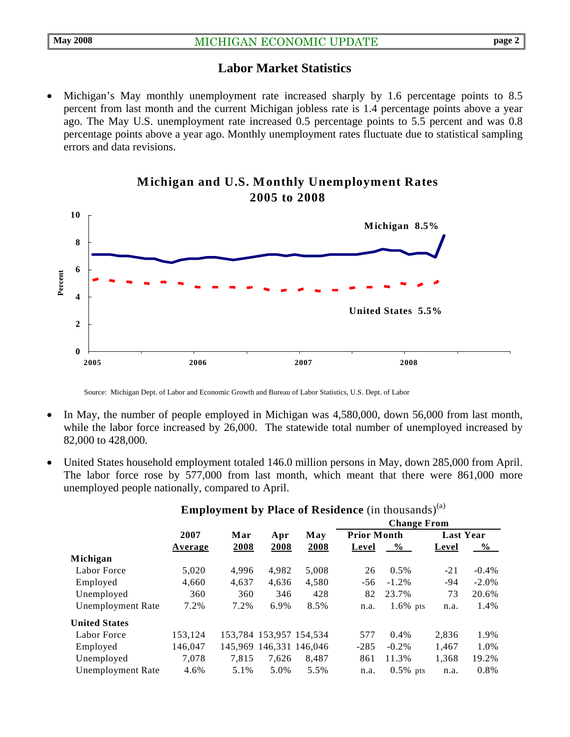## Labor Market Statistics

- Michigan's May monthly unemployment rate increased sharply by 1.6 percentage points to 8.5 percent from last month and the current Michigan jobless rate is 1.4 percentage points above a year ago. The May U.S. unemployment rate increased 0.5 percentage points to 5.5 percent and was 0.8 percentage points above a year ago. Monthly unemployment rates fluctuate due to statistical sampling errors and data revisions.

**Michigan and U.S. Monthly Unemployment Rates 2005 to 2008**

Source: Michigan Dept. of Labor and Economic Growth and Bureau of Labor Statistics, U.S. Dept. of Labor

- In May, the number of people employed in Michigan was 4,580,000, down 56,000 from last month, while the labor force increased by 26,000. The statewide total number of unemployed increased by 82,000 to 428,000.

- United States household employment totaled 146.0 million persons in May, down 285,000 from April. The labor force rose by 577,000 from last month, which meant that there were 861,000 more unemployed people nationally, compared to April.

**Employment by Place of Residence** (in thousands)[a]

| | 2007 Average | Mar 2008 | Apr 2008 | May 2008 | Change From Prior Month Level | Change From Prior Month % | Change From Last Year Level | Change From Last Year % |
|---|---|---|---|---|---|---|---|---|
| **Michigan** | | | | | | | | |
| Labor Force | 5,020 | 4,996 | 4,982 | 5,008 | 26 | 0.5% | -21 | -0.4% |
| Employed | 4,660 | 4,637 | 4,636 | 4,580 | -56 | -1.2% | -94 | -2.0% |
| Unemployed | 360 | 360 | 346 | 428 | 82 | 23.7% | 73 | 20.6% |
| Unemployment Rate | 7.2% | 7.2% | 6.9% | 8.5% | n.a. | 1.6% pts | n.a. | 1.4% |
| **United States** | | | | | | | | |
| Labor Force | 153,124 | 153,784 | 153,957 | 154,534 | 577 | 0.4% | 2,836 | 1.9% |
| Employed | 146,047 | 145,969 | 146,331 | 146,046 | -285 | -0.2% | 1,467 | 1.0% |
| Unemployed | 7,078 | 7,815 | 7,626 | 8,487 | 861 | 11.3% | 1,368 | 19.2% |
| Unemployment Rate | 4.6% | 5.1% | 5.0% | 5.5% | n.a. | 0.5% pts | n.a. | 0.8% |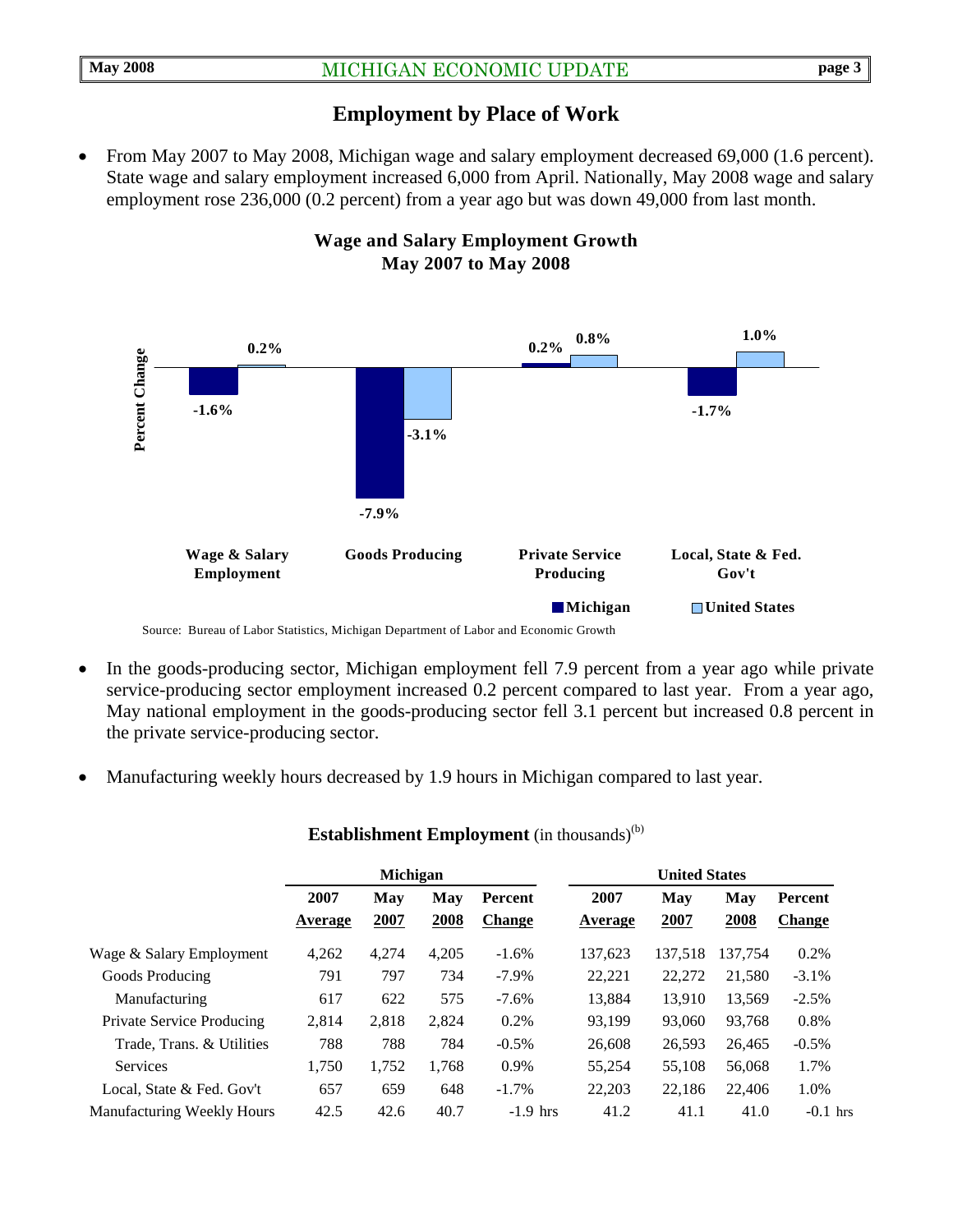## Employment by Place of Work

- From May 2007 to May 2008, Michigan wage and salary employment decreased 69,000 (1.6 percent). State wage and salary employment increased 6,000 from April. Nationally, May 2008 wage and salary employment rose 236,000 (0.2 percent) from a year ago but was down 49,000 from last month.

**Wage and Salary Employment Growth**
**May 2007 to May 2008**

| Percent Change | Michigan | United States |
|---|---|---|
| Wage & Salary Employment | -1.6% | 0.2% |
| Goods Producing | -7.9% | -3.1% |
| Private Service Producing | 0.2% | 0.8% |
| Local, State & Fed. Gov't | -1.7% | 1.0% |

Source: Bureau of Labor Statistics, Michigan Department of Labor and Economic Growth

- In the goods-producing sector, Michigan employment fell 7.9 percent from a year ago while private service-producing sector employment increased 0.2 percent compared to last year. From a year ago, May national employment in the goods-producing sector fell 3.1 percent but increased 0.8 percent in the private service-producing sector.

- Manufacturing weekly hours decreased by 1.9 hours in Michigan compared to last year.

**Establishment Employment** (in thousands)[b]

| | Michigan | | | | United States | | | |
|---|---|---|---|---|---|---|---|---|
| | 2007 Average | May 2007 | May 2008 | Percent Change | 2007 Average | May 2007 | May 2008 | Percent Change |
| Wage & Salary Employment | 4,262 | 4,274 | 4,205 | -1.6% | 137,623 | 137,518 | 137,754 | 0.2% |
| Goods Producing | 791 | 797 | 734 | -7.9% | 22,221 | 22,272 | 21,580 | -3.1% |
| Manufacturing | 617 | 622 | 575 | -7.6% | 13,884 | 13,910 | 13,569 | -2.5% |
| Private Service Producing | 2,814 | 2,818 | 2,824 | 0.2% | 93,199 | 93,060 | 93,768 | 0.8% |
| Trade, Trans. & Utilities | 788 | 788 | 784 | -0.5% | 26,608 | 26,593 | 26,465 | -0.5% |
| Services | 1,750 | 1,752 | 1,768 | 0.9% | 55,254 | 55,108 | 56,068 | 1.7% |
| Local, State & Fed. Gov't | 657 | 659 | 648 | -1.7% | 22,203 | 22,186 | 22,406 | 1.0% |
| Manufacturing Weekly Hours | 42.5 | 42.6 | 40.7 | -1.9 hrs | 41.2 | 41.1 | 41.0 | -0.1 hrs |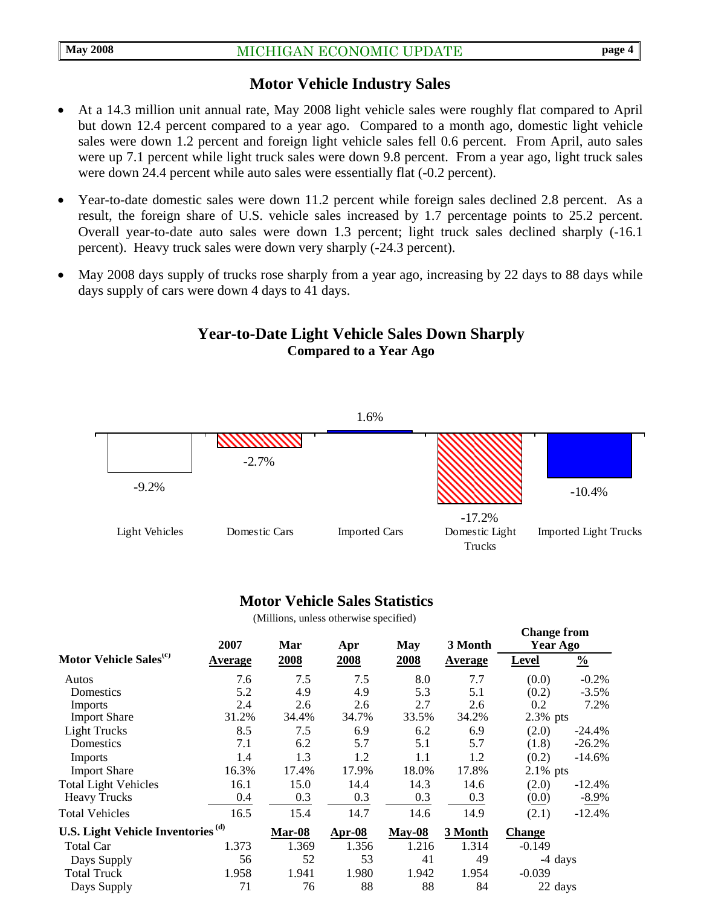## Motor Vehicle Industry Sales

- At a 14.3 million unit annual rate, May 2008 light vehicle sales were roughly flat compared to April but down 12.4 percent compared to a year ago. Compared to a month ago, domestic light vehicle sales were down 1.2 percent and foreign light vehicle sales fell 0.6 percent. From April, auto sales were up 7.1 percent while light truck sales were down 9.8 percent. From a year ago, light truck sales were down 24.4 percent while auto sales were essentially flat (-0.2 percent).
- Year-to-date domestic sales were down 11.2 percent while foreign sales declined 2.8 percent. As a result, the foreign share of U.S. vehicle sales increased by 1.7 percentage points to 25.2 percent. Overall year-to-date auto sales were down 1.3 percent; light truck sales declined sharply (-16.1 percent). Heavy truck sales were down very sharply (-24.3 percent).
- May 2008 days supply of trucks rose sharply from a year ago, increasing by 22 days to 88 days while days supply of cars were down 4 days to 41 days.

### Year-to-Date Light Vehicle Sales Down Sharply
**Compared to a Year Ago**

| Light Vehicles | Domestic Cars | Imported Cars | Domestic Light Trucks | Imported Light Trucks |
|---|---|---|---|---|
| -9.2% | -2.7% | 1.6% | -17.2% | -10.4% |

### Motor Vehicle Sales Statistics

(Millions, unless otherwise specified)

| Motor Vehicle Sales[(c)] | 2007 Average | Mar 2008 | Apr 2008 | May 2008 | 3 Month Average | Change from Year Ago Level | % |
|---|---|---|---|---|---|---|---|
| Autos | 7.6 | 7.5 | 7.5 | 8.0 | 7.7 | (0.0) | -0.2% |
| Domestics | 5.2 | 4.9 | 4.9 | 5.3 | 5.1 | (0.2) | -3.5% |
| Imports | 2.4 | 2.6 | 2.6 | 2.7 | 2.6 | 0.2 | 7.2% |
| Import Share | 31.2% | 34.4% | 34.7% | 33.5% | 34.2% | 2.3% pts | |
| Light Trucks | 8.5 | 7.5 | 6.9 | 6.2 | 6.9 | (2.0) | -24.4% |
| Domestics | 7.1 | 6.2 | 5.7 | 5.1 | 5.7 | (1.8) | -26.2% |
| Imports | 1.4 | 1.3 | 1.2 | 1.1 | 1.2 | (0.2) | -14.6% |
| Import Share | 16.3% | 17.4% | 17.9% | 18.0% | 17.8% | 2.1% pts | |
| Total Light Vehicles | 16.1 | 15.0 | 14.4 | 14.3 | 14.6 | (2.0) | -12.4% |
| Heavy Trucks | 0.4 | 0.3 | 0.3 | 0.3 | 0.3 | (0.0) | -8.9% |
| Total Vehicles | 16.5 | 15.4 | 14.7 | 14.6 | 14.9 | (2.1) | -12.4% |
| **U.S. Light Vehicle Inventories[(d)]** | | **Mar-08** | **Apr-08** | **May-08** | **3 Month** | **Change** | |
| Total Car | 1.373 | 1.369 | 1.356 | 1.216 | 1.314 | -0.149 | |
| Days Supply | 56 | 52 | 53 | 41 | 49 | -4 days | |
| Total Truck | 1.958 | 1.941 | 1.980 | 1.942 | 1.954 | -0.039 | |
| Days Supply | 71 | 76 | 88 | 88 | 84 | 22 days | |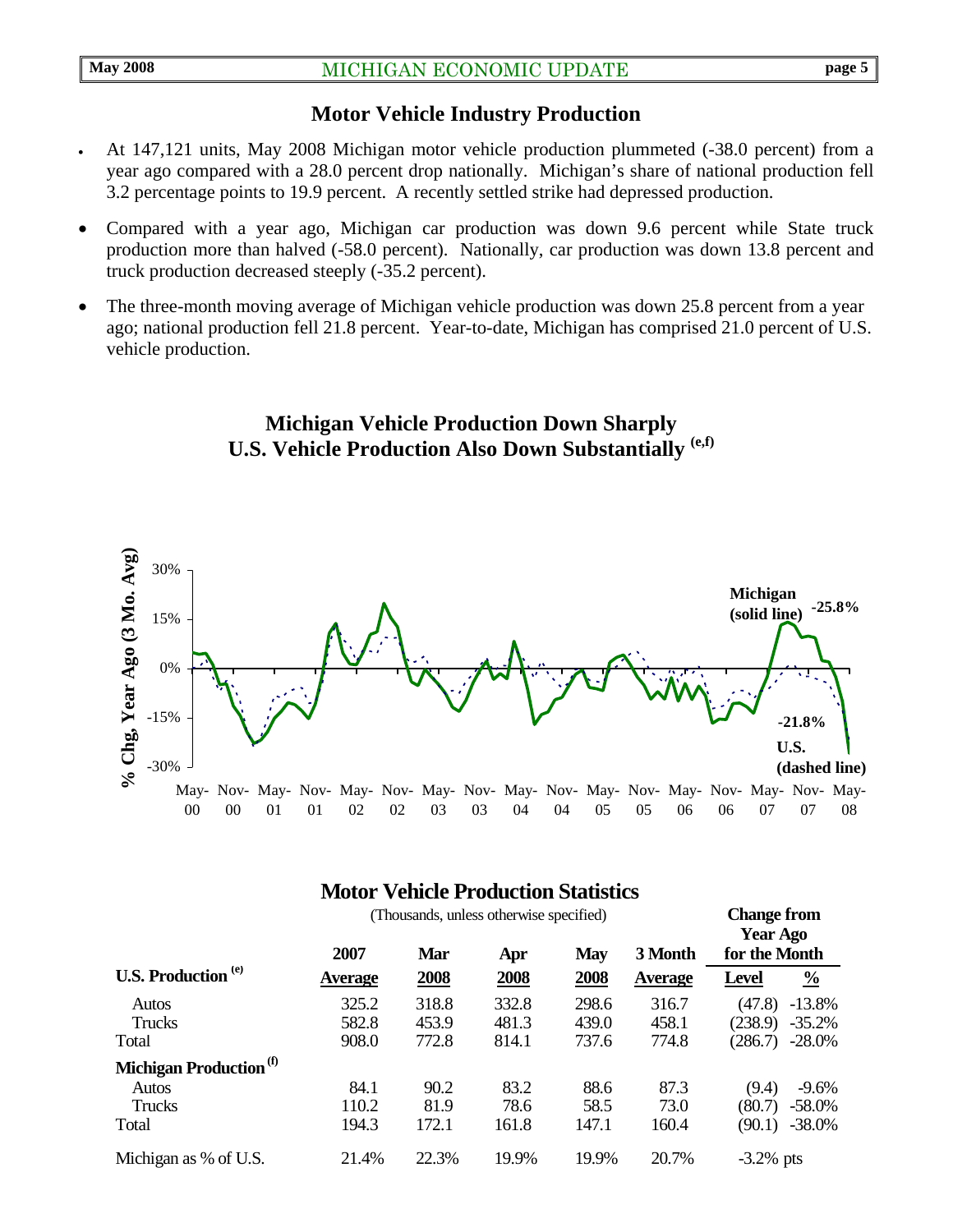## Motor Vehicle Industry Production

- At 147,121 units, May 2008 Michigan motor vehicle production plummeted (-38.0 percent) from a year ago compared with a 28.0 percent drop nationally. Michigan's share of national production fell 3.2 percentage points to 19.9 percent. A recently settled strike had depressed production.
- Compared with a year ago, Michigan car production was down 9.6 percent while State truck production more than halved (-58.0 percent). Nationally, car production was down 13.8 percent and truck production decreased steeply (-35.2 percent).
- The three-month moving average of Michigan vehicle production was down 25.8 percent from a year ago; national production fell 21.8 percent. Year-to-date, Michigan has comprised 21.0 percent of U.S. vehicle production.

### Michigan Vehicle Production Down Sharply U.S. Vehicle Production Also Down Substantially (e,f)

### Motor Vehicle Production Statistics

(Thousands, unless otherwise specified)

| | 2007 Average | Mar 2008 | Apr 2008 | May 2008 | 3 Month Average | Change from Year Ago for the Month: Level | Change from Year Ago for the Month: % |
|---|---|---|---|---|---|---|---|
| **U.S. Production (e)** | | | | | | | |
| Autos | 325.2 | 318.8 | 332.8 | 298.6 | 316.7 | (47.8) | -13.8% |
| Trucks | 582.8 | 453.9 | 481.3 | 439.0 | 458.1 | (238.9) | -35.2% |
| Total | 908.0 | 772.8 | 814.1 | 737.6 | 774.8 | (286.7) | -28.0% |
| **Michigan Production (f)** | | | | | | | |
| Autos | 84.1 | 90.2 | 83.2 | 88.6 | 87.3 | (9.4) | -9.6% |
| Trucks | 110.2 | 81.9 | 78.6 | 58.5 | 73.0 | (80.7) | -58.0% |
| Total | 194.3 | 172.1 | 161.8 | 147.1 | 160.4 | (90.1) | -38.0% |
| Michigan as % of U.S. | 21.4% | 22.3% | 19.9% | 19.9% | 20.7% | -3.2% pts | |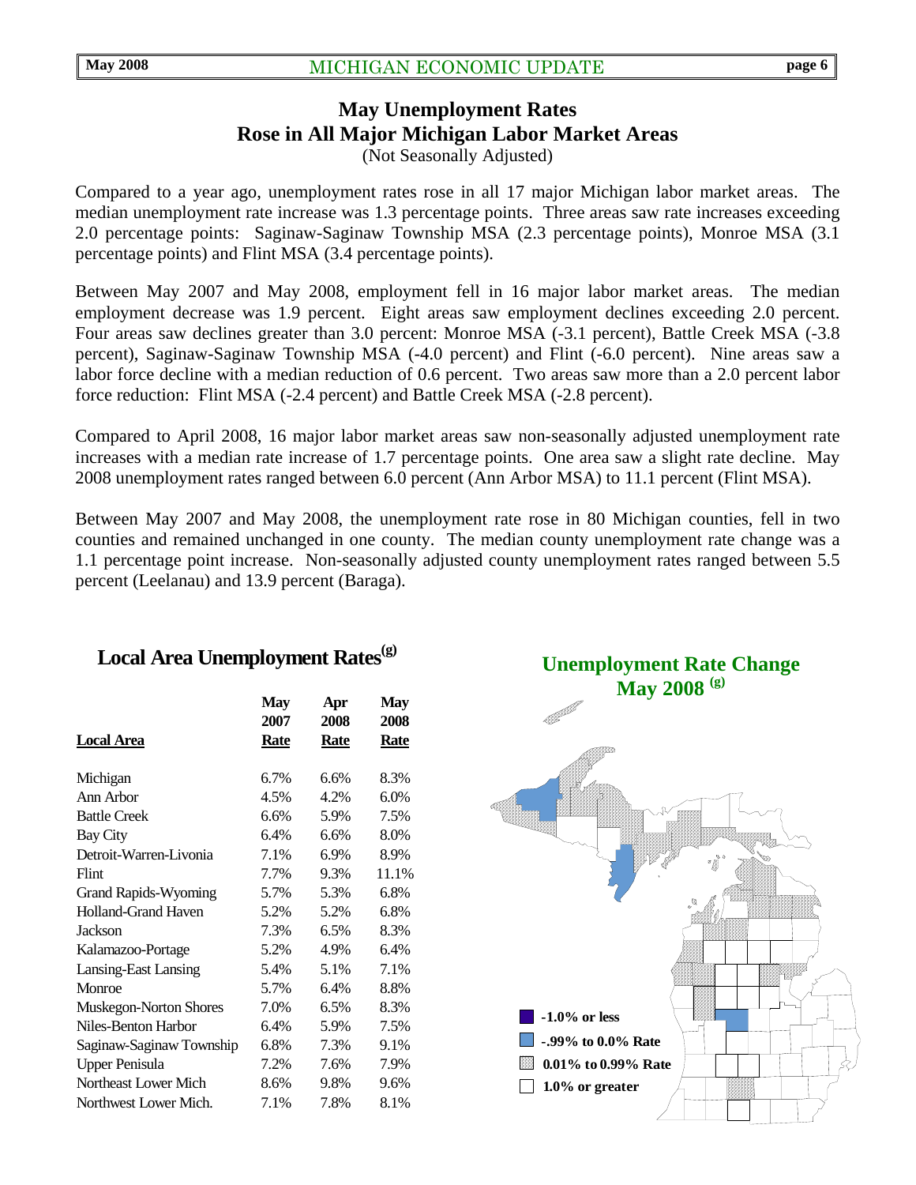# May Unemployment Rates Rose in All Major Michigan Labor Market Areas

(Not Seasonally Adjusted)

Compared to a year ago, unemployment rates rose in all 17 major Michigan labor market areas. The median unemployment rate increase was 1.3 percentage points. Three areas saw rate increases exceeding 2.0 percentage points: Saginaw-Saginaw Township MSA (2.3 percentage points), Monroe MSA (3.1 percentage points) and Flint MSA (3.4 percentage points).

Between May 2007 and May 2008, employment fell in 16 major labor market areas. The median employment decrease was 1.9 percent. Eight areas saw employment declines exceeding 2.0 percent. Four areas saw declines greater than 3.0 percent: Monroe MSA (-3.1 percent), Battle Creek MSA (-3.8 percent), Saginaw-Saginaw Township MSA (-4.0 percent) and Flint (-6.0 percent). Nine areas saw a labor force decline with a median reduction of 0.6 percent. Two areas saw more than a 2.0 percent labor force reduction: Flint MSA (-2.4 percent) and Battle Creek MSA (-2.8 percent).

Compared to April 2008, 16 major labor market areas saw non-seasonally adjusted unemployment rate increases with a median rate increase of 1.7 percentage points. One area saw a slight rate decline. May 2008 unemployment rates ranged between 6.0 percent (Ann Arbor MSA) to 11.1 percent (Flint MSA).

Between May 2007 and May 2008, the unemployment rate rose in 80 Michigan counties, fell in two counties and remained unchanged in one county. The median county unemployment rate change was a 1.1 percentage point increase. Non-seasonally adjusted county unemployment rates ranged between 5.5 percent (Leelanau) and 13.9 percent (Baraga).

## Local Area Unemployment Rates(g)

| Local Area | May 2007 Rate | Apr 2008 Rate | May 2008 Rate |
|---|---|---|---|
| Michigan | 6.7% | 6.6% | 8.3% |
| Ann Arbor | 4.5% | 4.2% | 6.0% |
| Battle Creek | 6.6% | 5.9% | 7.5% |
| Bay City | 6.4% | 6.6% | 8.0% |
| Detroit-Warren-Livonia | 7.1% | 6.9% | 8.9% |
| Flint | 7.7% | 9.3% | 11.1% |
| Grand Rapids-Wyoming | 5.7% | 5.3% | 6.8% |
| Holland-Grand Haven | 5.2% | 5.2% | 6.8% |
| Jackson | 7.3% | 6.5% | 8.3% |
| Kalamazoo-Portage | 5.2% | 4.9% | 6.4% |
| Lansing-East Lansing | 5.4% | 5.1% | 7.1% |
| Monroe | 5.7% | 6.4% | 8.8% |
| Muskegon-Norton Shores | 7.0% | 6.5% | 8.3% |
| Niles-Benton Harbor | 6.4% | 5.9% | 7.5% |
| Saginaw-Saginaw Township | 6.8% | 7.3% | 9.1% |
| Upper Penisula | 7.2% | 7.6% | 7.9% |
| Northeast Lower Mich | 8.6% | 9.8% | 9.6% |
| Northwest Lower Mich. | 7.1% | 7.8% | 8.1% |

## Unemployment Rate Change May 2008 (g)

- -1.0% or less
- -.99% to 0.0% Rate
- 0.01% to 0.99% Rate
- 1.0% or greater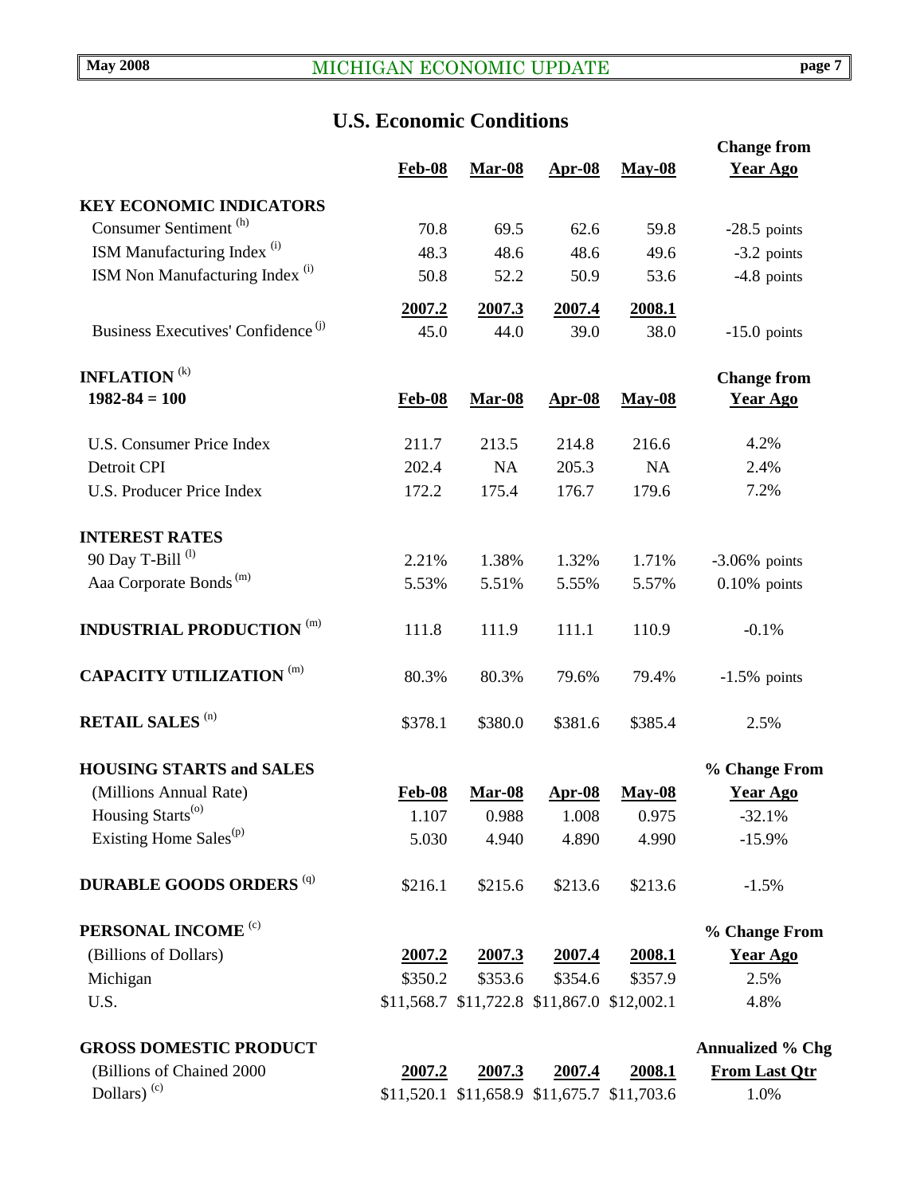## U.S. Economic Conditions

| | Feb-08 | Mar-08 | Apr-08 | May-08 | Change from Year Ago |
|---|---|---|---|---|---|
| **KEY ECONOMIC INDICATORS** | | | | | |
| Consumer Sentiment [h] | 70.8 | 69.5 | 62.6 | 59.8 | -28.5 points |
| ISM Manufacturing Index [i] | 48.3 | 48.6 | 48.6 | 49.6 | -3.2 points |
| ISM Non Manufacturing Index [i] | 50.8 | 52.2 | 50.9 | 53.6 | -4.8 points |
| | **2007.2** | **2007.3** | **2007.4** | **2008.1** | |
| Business Executives' Confidence [j] | 45.0 | 44.0 | 39.0 | 38.0 | -15.0 points |

| **INFLATION** [k] 1982-84 = 100 | Feb-08 | Mar-08 | Apr-08 | May-08 | Change from Year Ago |
|---|---|---|---|---|---|
| U.S. Consumer Price Index | 211.7 | 213.5 | 214.8 | 216.6 | 4.2% |
| Detroit CPI | 202.4 | NA | 205.3 | NA | 2.4% |
| U.S. Producer Price Index | 172.2 | 175.4 | 176.7 | 179.6 | 7.2% |
| **INTEREST RATES** | | | | | |
| 90 Day T-Bill [l] | 2.21% | 1.38% | 1.32% | 1.71% | -3.06% points |
| Aaa Corporate Bonds [m] | 5.53% | 5.51% | 5.55% | 5.57% | 0.10% points |
| **INDUSTRIAL PRODUCTION** [m] | 111.8 | 111.9 | 111.1 | 110.9 | -0.1% |
| **CAPACITY UTILIZATION** [m] | 80.3% | 80.3% | 79.6% | 79.4% | -1.5% points |
| **RETAIL SALES** [n] | $378.1 | $380.0 | $381.6 | $385.4 | 2.5% |

| **HOUSING STARTS and SALES** (Millions Annual Rate) | Feb-08 | Mar-08 | Apr-08 | May-08 | % Change From Year Ago |
|---|---|---|---|---|---|
| Housing Starts [o] | 1.107 | 0.988 | 1.008 | 0.975 | -32.1% |
| Existing Home Sales [p] | 5.030 | 4.940 | 4.890 | 4.990 | -15.9% |
| **DURABLE GOODS ORDERS** [q] | $216.1 | $215.6 | $213.6 | $213.6 | -1.5% |

| **PERSONAL INCOME** [c] (Billions of Dollars) | 2007.2 | 2007.3 | 2007.4 | 2008.1 | % Change From Year Ago |
|---|---|---|---|---|---|
| Michigan | $350.2 | $353.6 | $354.6 | $357.9 | 2.5% |
| U.S. | $11,568.7 | $11,722.8 | $11,867.0 | $12,002.1 | 4.8% |

| **GROSS DOMESTIC PRODUCT** (Billions of Chained 2000 Dollars) [c] | 2007.2 | 2007.3 | 2007.4 | 2008.1 | Annualized % Chg From Last Qtr |
|---|---|---|---|---|---|
| | $11,520.1 | $11,658.9 | $11,675.7 | $11,703.6 | 1.0% |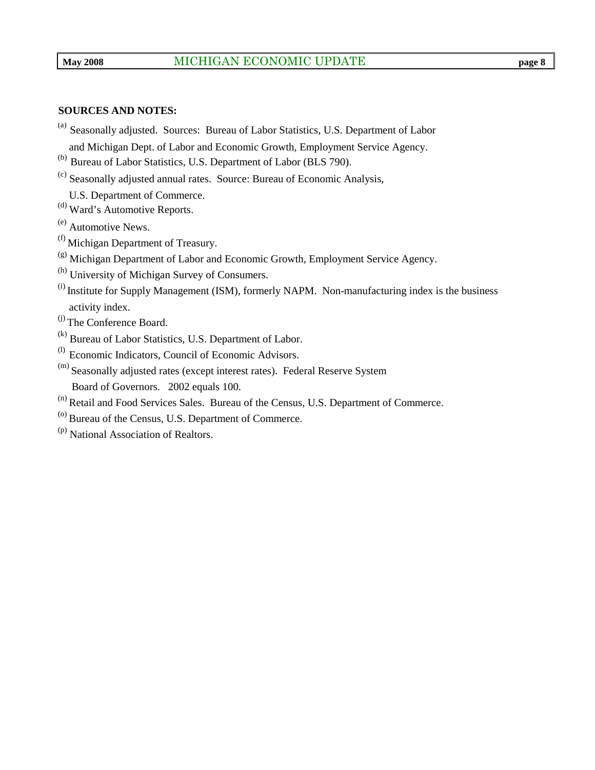**SOURCES AND NOTES:**

[a] Seasonally adjusted. Sources: Bureau of Labor Statistics, U.S. Department of Labor and Michigan Dept. of Labor and Economic Growth, Employment Service Agency.

[b] Bureau of Labor Statistics, U.S. Department of Labor (BLS 790).

[c] Seasonally adjusted annual rates. Source: Bureau of Economic Analysis, U.S. Department of Commerce.

[d] Ward's Automotive Reports.

[e] Automotive News.

[f] Michigan Department of Treasury.

[g] Michigan Department of Labor and Economic Growth, Employment Service Agency.

[h] University of Michigan Survey of Consumers.

[i] Institute for Supply Management (ISM), formerly NAPM. Non-manufacturing index is the business activity index.

[j] The Conference Board.

[k] Bureau of Labor Statistics, U.S. Department of Labor.

[l] Economic Indicators, Council of Economic Advisors.

[m] Seasonally adjusted rates (except interest rates). Federal Reserve System Board of Governors. 2002 equals 100.

[n] Retail and Food Services Sales. Bureau of the Census, U.S. Department of Commerce.

[o] Bureau of the Census, U.S. Department of Commerce.

[p] National Association of Realtors.